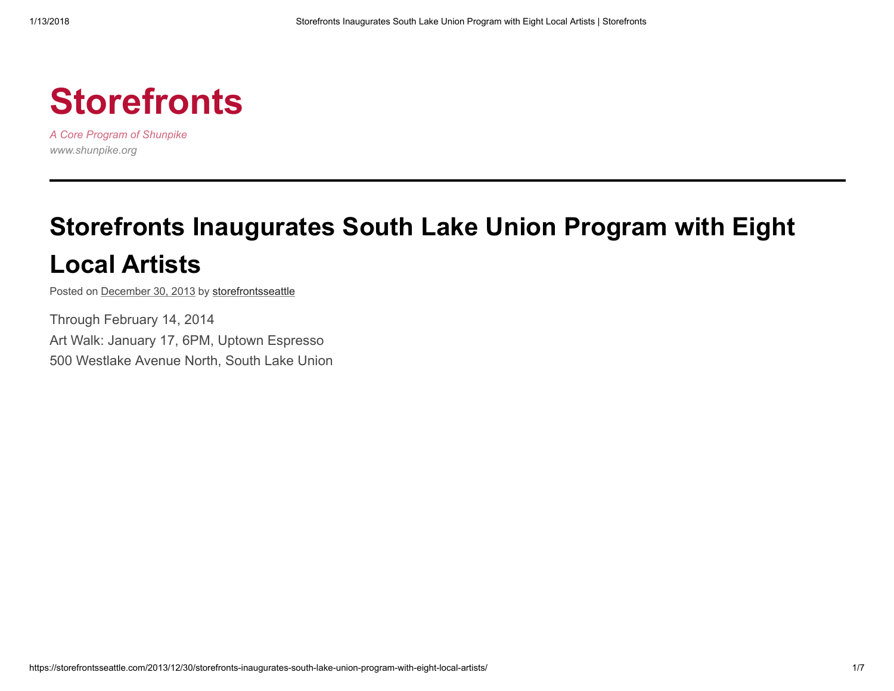# Storefronts

*A Core Program of Shunpike*
*www.shunpike.org*

---

## Storefronts Inaugurates South Lake Union Program with Eight Local Artists

Posted on December 30, 2013 by storefrontsseattle

Through February 14, 2014
Art Walk: January 17, 6PM, Uptown Espresso
500 Westlake Avenue North, South Lake Union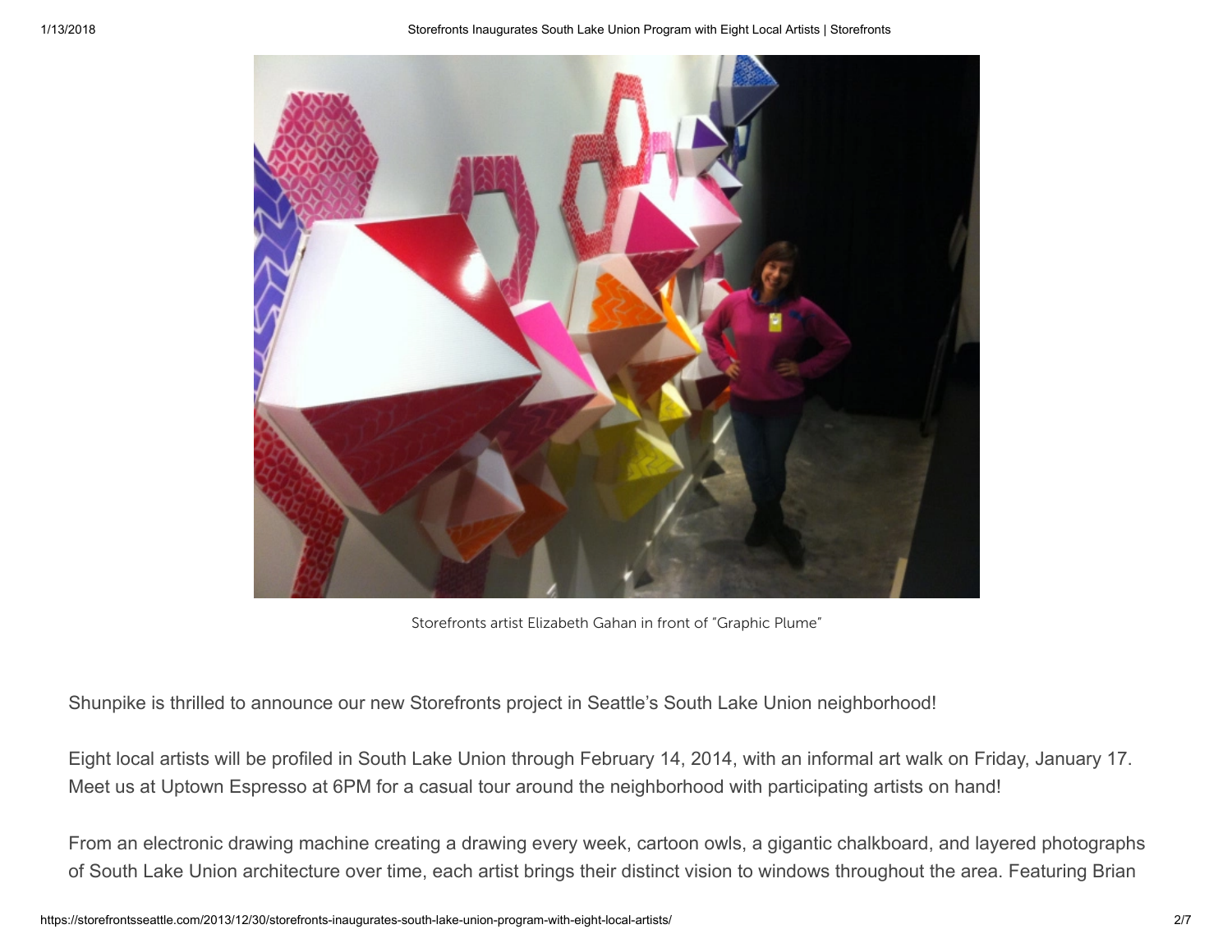Storefronts artist Elizabeth Gahan in front of "Graphic Plume"

Shunpike is thrilled to announce our new Storefronts project in Seattle's South Lake Union neighborhood!

Eight local artists will be profiled in South Lake Union through February 14, 2014, with an informal art walk on Friday, January 17. Meet us at Uptown Espresso at 6PM for a casual tour around the neighborhood with participating artists on hand!

From an electronic drawing machine creating a drawing every week, cartoon owls, a gigantic chalkboard, and layered photographs of South Lake Union architecture over time, each artist brings their distinct vision to windows throughout the area. Featuring Brian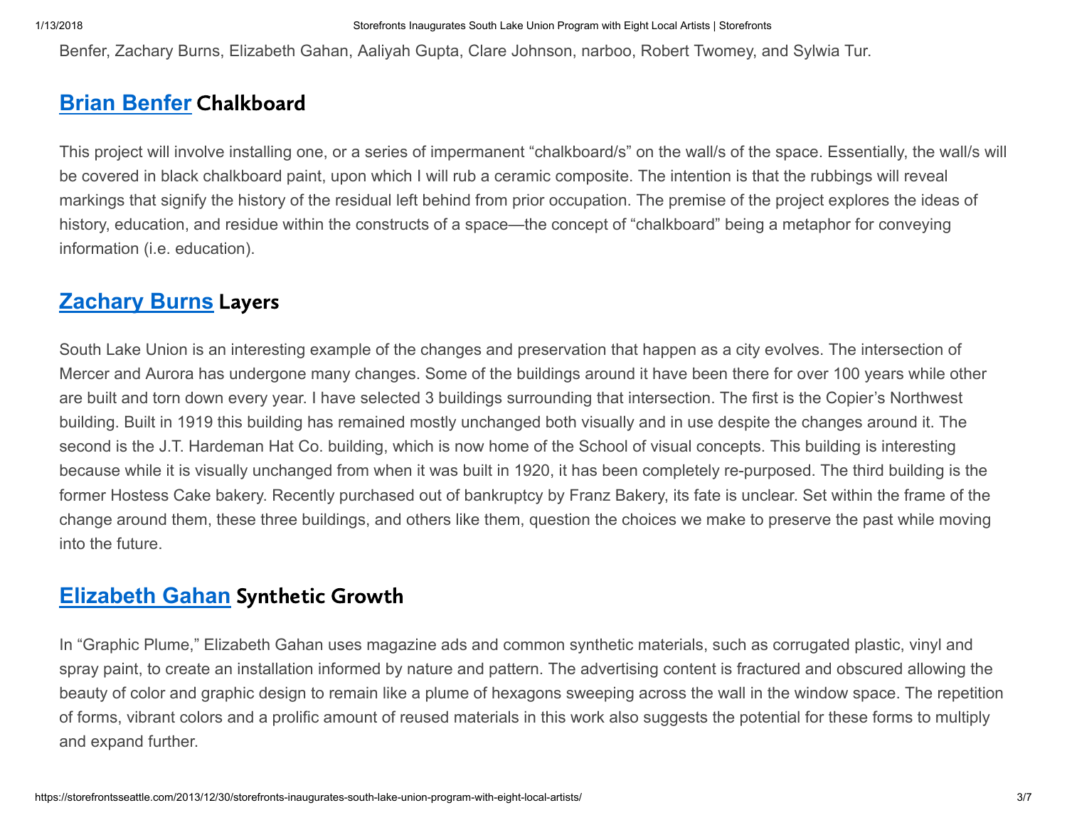Benfer, Zachary Burns, Elizabeth Gahan, Aaliyah Gupta, Clare Johnson, narboo, Robert Twomey, and Sylwia Tur.

## Brian Benfer Chalkboard

This project will involve installing one, or a series of impermanent "chalkboard/s" on the wall/s of the space. Essentially, the wall/s will be covered in black chalkboard paint, upon which I will rub a ceramic composite. The intention is that the rubbings will reveal markings that signify the history of the residual left behind from prior occupation. The premise of the project explores the ideas of history, education, and residue within the constructs of a space—the concept of "chalkboard" being a metaphor for conveying information (i.e. education).

## Zachary Burns Layers

South Lake Union is an interesting example of the changes and preservation that happen as a city evolves. The intersection of Mercer and Aurora has undergone many changes. Some of the buildings around it have been there for over 100 years while other are built and torn down every year. I have selected 3 buildings surrounding that intersection. The first is the Copier's Northwest building. Built in 1919 this building has remained mostly unchanged both visually and in use despite the changes around it. The second is the J.T. Hardeman Hat Co. building, which is now home of the School of visual concepts. This building is interesting because while it is visually unchanged from when it was built in 1920, it has been completely re-purposed. The third building is the former Hostess Cake bakery. Recently purchased out of bankruptcy by Franz Bakery, its fate is unclear. Set within the frame of the change around them, these three buildings, and others like them, question the choices we make to preserve the past while moving into the future.

## Elizabeth Gahan Synthetic Growth

In "Graphic Plume," Elizabeth Gahan uses magazine ads and common synthetic materials, such as corrugated plastic, vinyl and spray paint, to create an installation informed by nature and pattern. The advertising content is fractured and obscured allowing the beauty of color and graphic design to remain like a plume of hexagons sweeping across the wall in the window space. The repetition of forms, vibrant colors and a prolific amount of reused materials in this work also suggests the potential for these forms to multiply and expand further.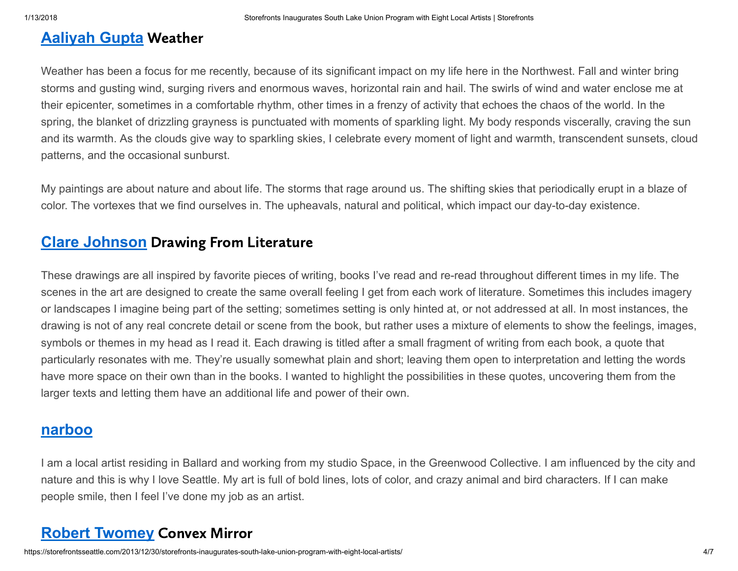## [Aaliyah Gupta](#) Weather

Weather has been a focus for me recently, because of its significant impact on my life here in the Northwest. Fall and winter bring storms and gusting wind, surging rivers and enormous waves, horizontal rain and hail. The swirls of wind and water enclose me at their epicenter, sometimes in a comfortable rhythm, other times in a frenzy of activity that echoes the chaos of the world. In the spring, the blanket of drizzling grayness is punctuated with moments of sparkling light. My body responds viscerally, craving the sun and its warmth. As the clouds give way to sparkling skies, I celebrate every moment of light and warmth, transcendent sunsets, cloud patterns, and the occasional sunburst.

My paintings are about nature and about life. The storms that rage around us. The shifting skies that periodically erupt in a blaze of color. The vortexes that we find ourselves in. The upheavals, natural and political, which impact our day-to-day existence.

## [Clare Johnson](#) Drawing From Literature

These drawings are all inspired by favorite pieces of writing, books I've read and re-read throughout different times in my life. The scenes in the art are designed to create the same overall feeling I get from each work of literature. Sometimes this includes imagery or landscapes I imagine being part of the setting; sometimes setting is only hinted at, or not addressed at all. In most instances, the drawing is not of any real concrete detail or scene from the book, but rather uses a mixture of elements to show the feelings, images, symbols or themes in my head as I read it. Each drawing is titled after a small fragment of writing from each book, a quote that particularly resonates with me. They're usually somewhat plain and short; leaving them open to interpretation and letting the words have more space on their own than in the books. I wanted to highlight the possibilities in these quotes, uncovering them from the larger texts and letting them have an additional life and power of their own.

## [narboo](#)

I am a local artist residing in Ballard and working from my studio Space, in the Greenwood Collective. I am influenced by the city and nature and this is why I love Seattle. My art is full of bold lines, lots of color, and crazy animal and bird characters. If I can make people smile, then I feel I've done my job as an artist.

## [Robert Twomey](#) Convex Mirror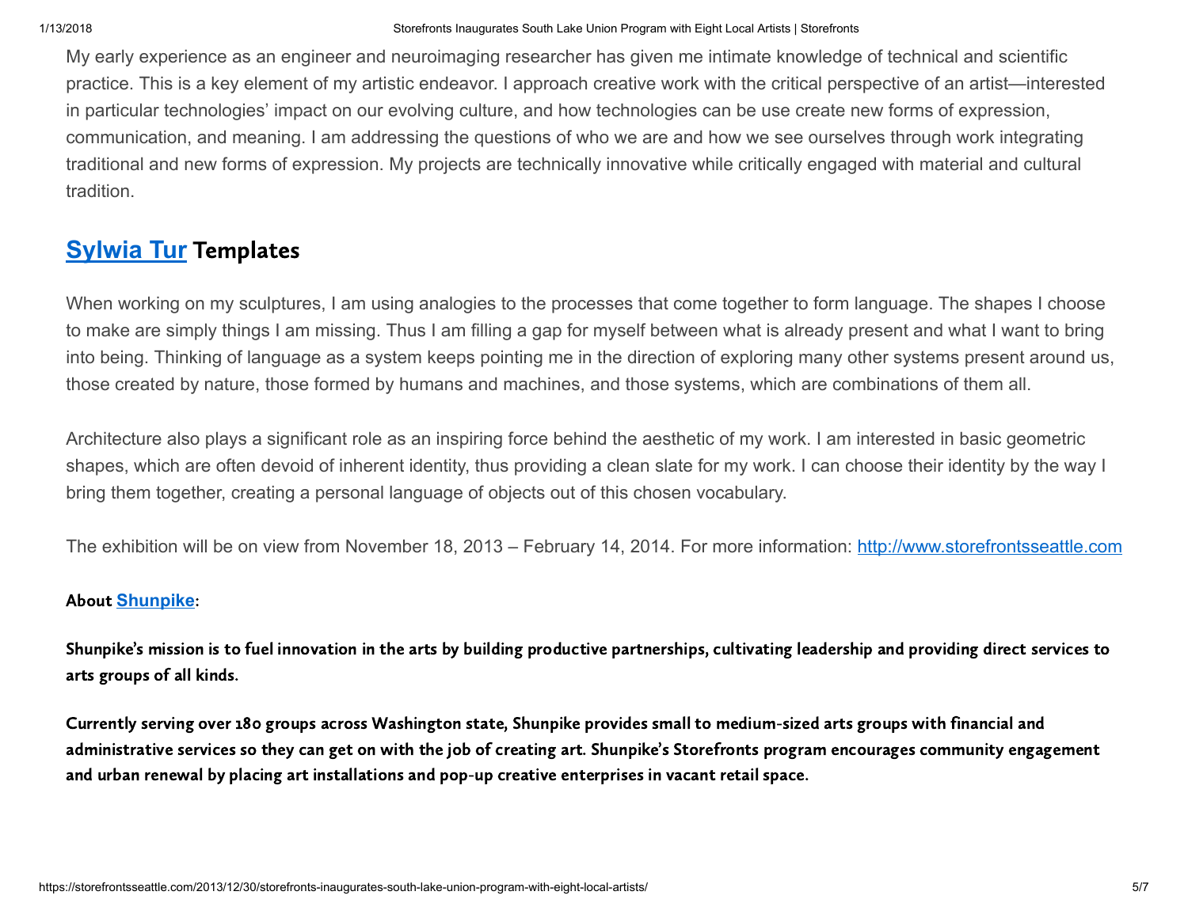My early experience as an engineer and neuroimaging researcher has given me intimate knowledge of technical and scientific practice. This is a key element of my artistic endeavor. I approach creative work with the critical perspective of an artist—interested in particular technologies' impact on our evolving culture, and how technologies can be use create new forms of expression, communication, and meaning. I am addressing the questions of who we are and how we see ourselves through work integrating traditional and new forms of expression. My projects are technically innovative while critically engaged with material and cultural tradition.

## Sylwia Tur Templates

When working on my sculptures, I am using analogies to the processes that come together to form language. The shapes I choose to make are simply things I am missing. Thus I am filling a gap for myself between what is already present and what I want to bring into being. Thinking of language as a system keeps pointing me in the direction of exploring many other systems present around us, those created by nature, those formed by humans and machines, and those systems, which are combinations of them all.

Architecture also plays a significant role as an inspiring force behind the aesthetic of my work. I am interested in basic geometric shapes, which are often devoid of inherent identity, thus providing a clean slate for my work. I can choose their identity by the way I bring them together, creating a personal language of objects out of this chosen vocabulary.

The exhibition will be on view from November 18, 2013 – February 14, 2014. For more information: http://www.storefrontsseattle.com

**About Shunpike:**

**Shunpike's mission is to fuel innovation in the arts by building productive partnerships, cultivating leadership and providing direct services to arts groups of all kinds.**

**Currently serving over 180 groups across Washington state, Shunpike provides small to medium-sized arts groups with financial and administrative services so they can get on with the job of creating art. Shunpike's Storefronts program encourages community engagement and urban renewal by placing art installations and pop-up creative enterprises in vacant retail space.**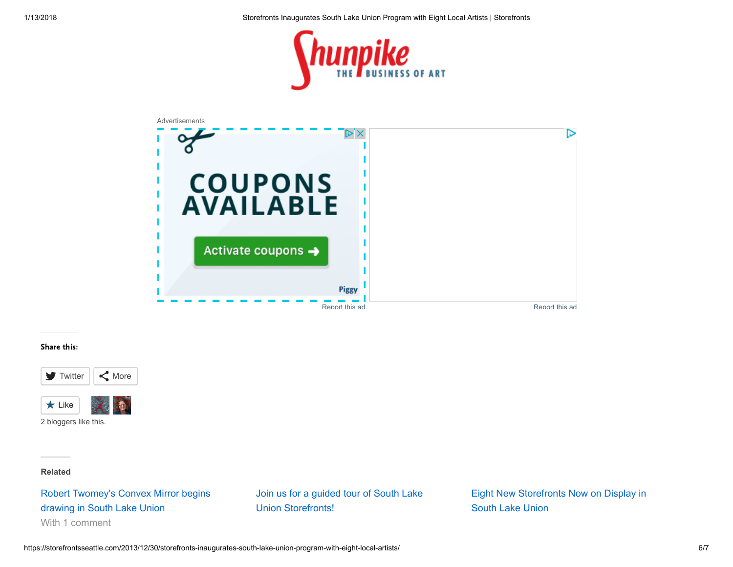Shunpike THE BUSINESS OF ART

Advertisements

COUPONS AVAILABLE

Activate coupons

Piggy

Report this ad

Report this ad

**Share this:**

Twitter More

Like

2 bloggers like this.

**Related**

Robert Twomey's Convex Mirror begins drawing in South Lake Union
With 1 comment

Join us for a guided tour of South Lake Union Storefronts!

Eight New Storefronts Now on Display in South Lake Union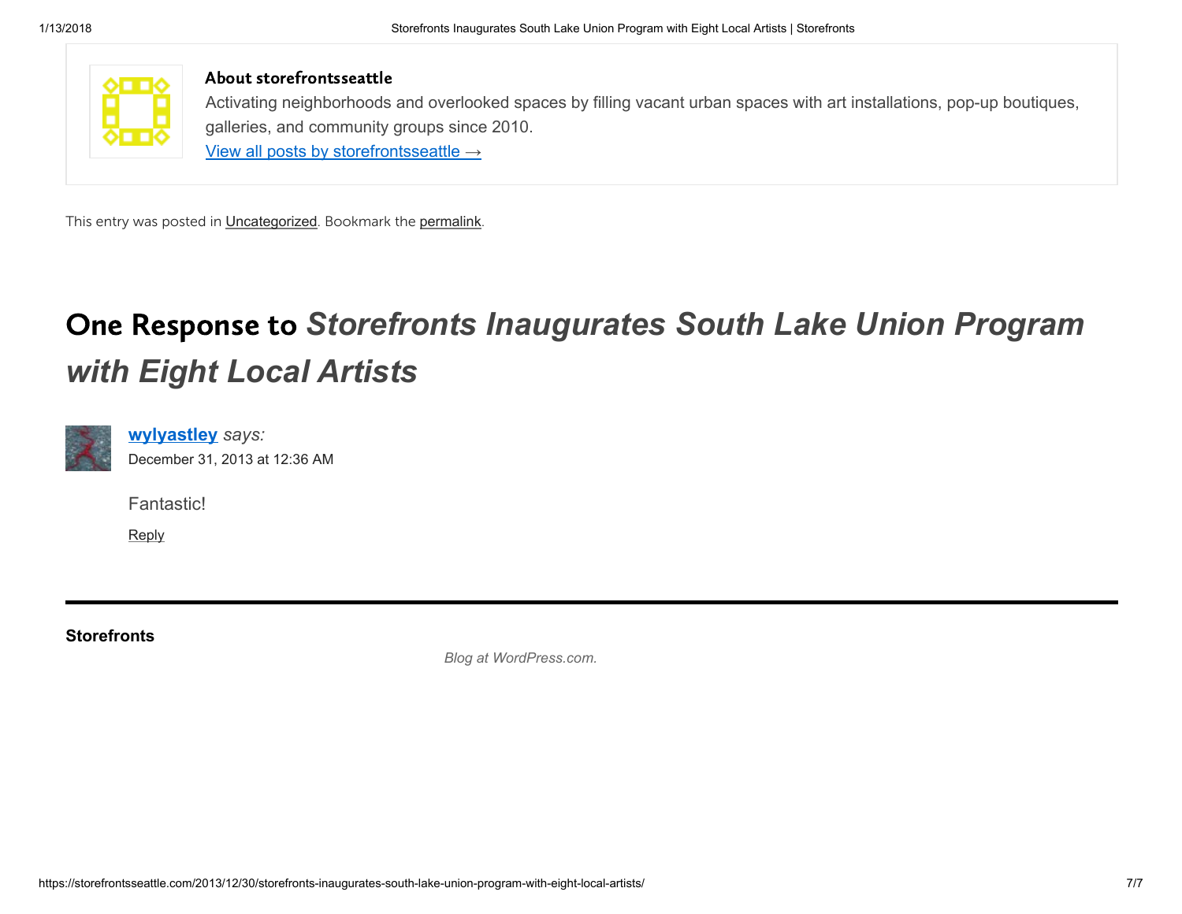### About storefrontsseattle

Activating neighborhoods and overlooked spaces by filling vacant urban spaces with art installations, pop-up boutiques, galleries, and community groups since 2010.

View all posts by storefrontsseattle →

This entry was posted in Uncategorized. Bookmark the permalink.

## One Response to *Storefronts Inaugurates South Lake Union Program with Eight Local Artists*

**wylyastley** *says:*
December 31, 2013 at 12:36 AM

Fantastic!

Reply

**Storefronts**

*Blog at WordPress.com.*